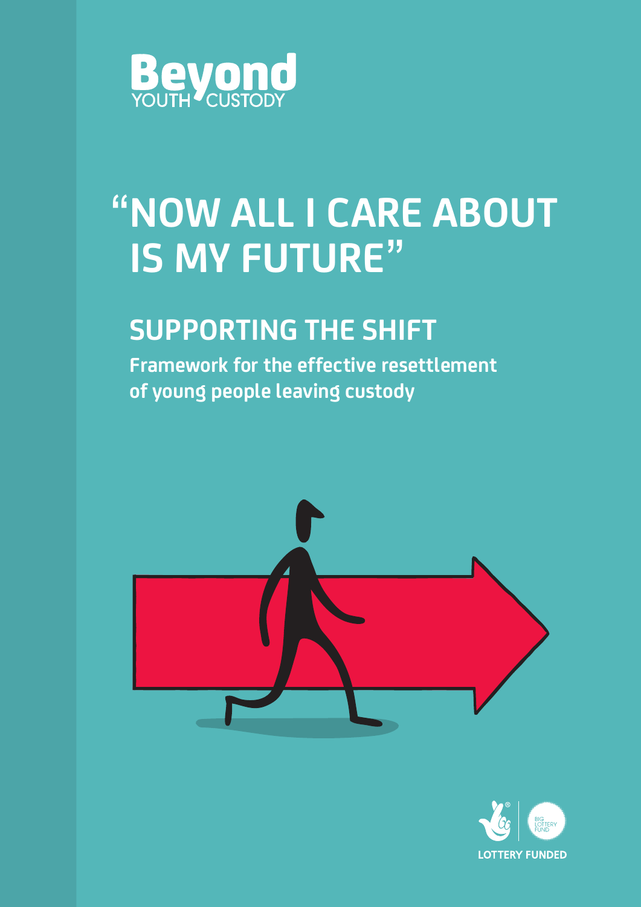Beyond YOUTH CUSTODY

# "NOW ALL I CARE ABOUT IS MY FUTURE"

## SUPPORTING THE SHIFT

**Framework for the effective resettlement of young people leaving custody**

LOTTERY FUNDED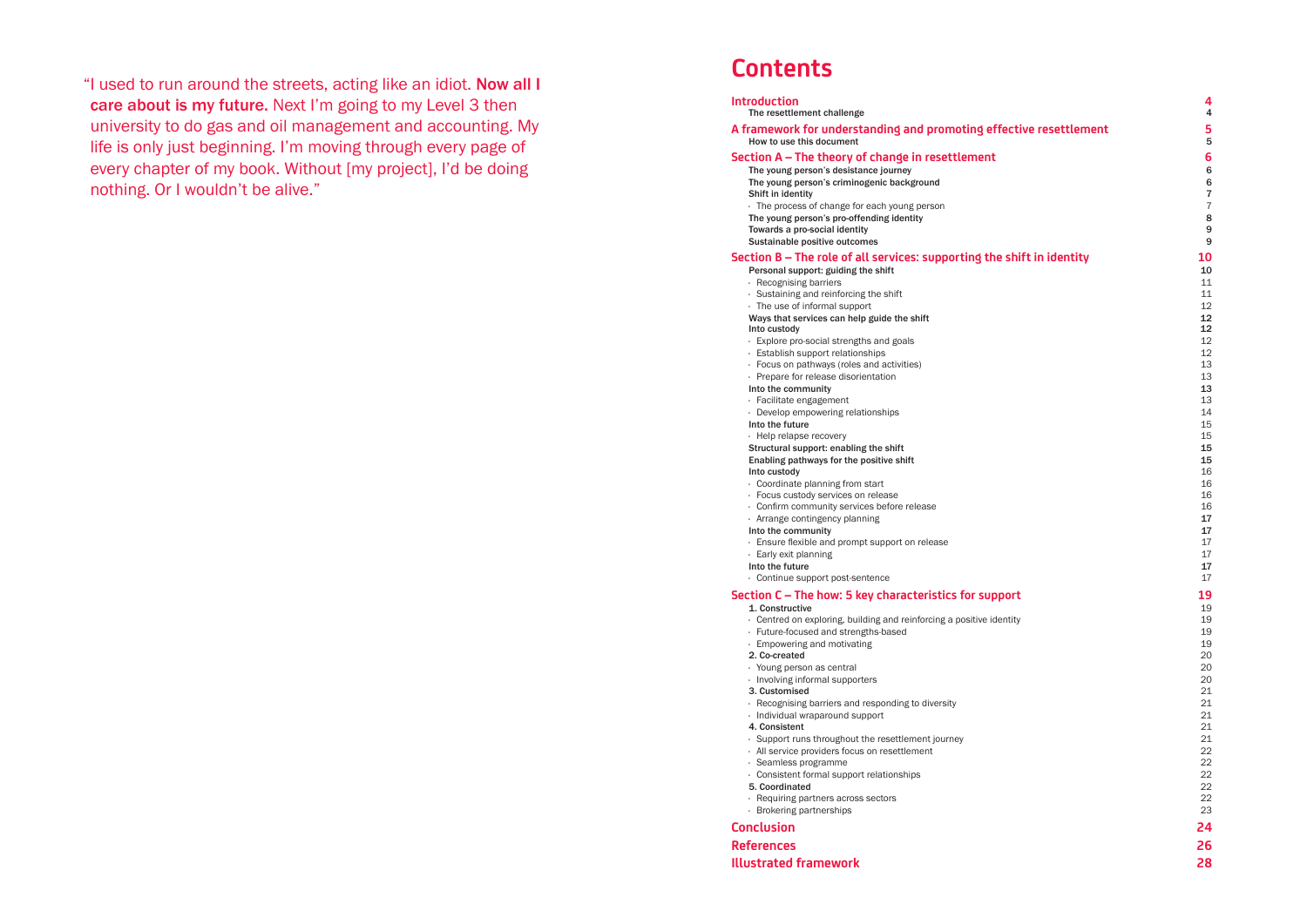"I used to run around the streets, acting like an idiot. **Now all I care about is my future.** Next I'm going to my Level 3 then university to do gas and oil management and accounting. My life is only just beginning. I'm moving through every page of every chapter of my book. Without [my project], I'd be doing nothing. Or I wouldn't be alive."

# Contents

| | |
|---|---|
| **Introduction** | **4** |
| The resettlement challenge | 4 |
| **A framework for understanding and promoting effective resettlement** | **5** |
| How to use this document | 5 |
| **Section A – The theory of change in resettlement** | **6** |
| The young person's desistance journey | 6 |
| The young person's criminogenic background | 6 |
| Shift in identity | 7 |
| · The process of change for each young person | 7 |
| The young person's pro-offending identity | 8 |
| Towards a pro-social identity | 9 |
| Sustainable positive outcomes | 9 |
| **Section B – The role of all services: supporting the shift in identity** | **10** |
| Personal support: guiding the shift | 10 |
| · Recognising barriers | 11 |
| · Sustaining and reinforcing the shift | 11 |
| · The use of informal support | 12 |
| Ways that services can help guide the shift | 12 |
| Into custody | 12 |
| · Explore pro-social strengths and goals | 12 |
| · Establish support relationships | 12 |
| · Focus on pathways (roles and activities) | 13 |
| · Prepare for release disorientation | 13 |
| Into the community | 13 |
| · Facilitate engagement | 13 |
| · Develop empowering relationships | 14 |
| Into the future | 15 |
| · Help relapse recovery | 15 |
| Structural support: enabling the shift | 15 |
| Enabling pathways for the positive shift | 15 |
| Into custody | 16 |
| · Coordinate planning from start | 16 |
| · Focus custody services on release | 16 |
| · Confirm community services before release | 16 |
| · Arrange contingency planning | 17 |
| Into the community | 17 |
| · Ensure flexible and prompt support on release | 17 |
| · Early exit planning | 17 |
| Into the future | 17 |
| · Continue support post-sentence | 17 |
| **Section C – The how: 5 key characteristics for support** | **19** |
| 1. Constructive | 19 |
| · Centred on exploring, building and reinforcing a positive identity | 19 |
| · Future-focused and strengths-based | 19 |
| · Empowering and motivating | 19 |
| 2. Co-created | 20 |
| · Young person as central | 20 |
| · Involving informal supporters | 20 |
| 3. Customised | 21 |
| · Recognising barriers and responding to diversity | 21 |
| · Individual wraparound support | 21 |
| 4. Consistent | 21 |
| · Support runs throughout the resettlement journey | 21 |
| · All service providers focus on resettlement | 22 |
| · Seamless programme | 22 |
| · Consistent formal support relationships | 22 |
| 5. Coordinated | 22 |
| · Requiring partners across sectors | 22 |
| · Brokering partnerships | 23 |
| **Conclusion** | **24** |
| **References** | **26** |
| **Illustrated framework** | **28** |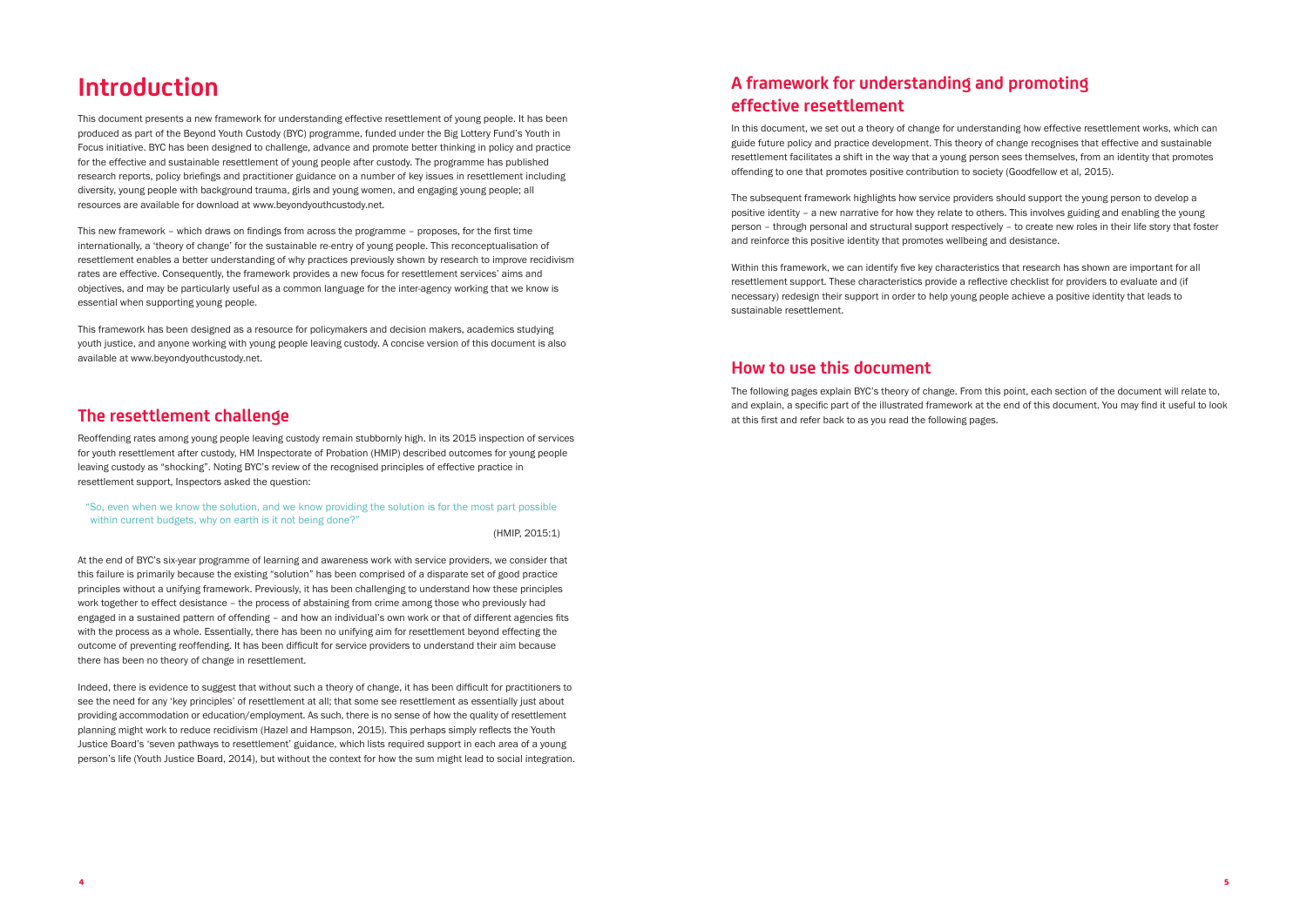# Introduction

This document presents a new framework for understanding effective resettlement of young people. It has been produced as part of the Beyond Youth Custody (BYC) programme, funded under the Big Lottery Fund's Youth in Focus initiative. BYC has been designed to challenge, advance and promote better thinking in policy and practice for the effective and sustainable resettlement of young people after custody. The programme has published research reports, policy briefings and practitioner guidance on a number of key issues in resettlement including diversity, young people with background trauma, girls and young women, and engaging young people; all resources are available for download at www.beyondyouthcustody.net.

This new framework – which draws on findings from across the programme – proposes, for the first time internationally, a 'theory of change' for the sustainable re-entry of young people. This reconceptualisation of resettlement enables a better understanding of why practices previously shown by research to improve recidivism rates are effective. Consequently, the framework provides a new focus for resettlement services' aims and objectives, and may be particularly useful as a common language for the inter-agency working that we know is essential when supporting young people.

This framework has been designed as a resource for policymakers and decision makers, academics studying youth justice, and anyone working with young people leaving custody. A concise version of this document is also available at www.beyondyouthcustody.net.

## The resettlement challenge

Reoffending rates among young people leaving custody remain stubbornly high. In its 2015 inspection of services for youth resettlement after custody, HM Inspectorate of Probation (HMIP) described outcomes for young people leaving custody as "shocking". Noting BYC's review of the recognised principles of effective practice in resettlement support, Inspectors asked the question:

> "So, even when we know the solution, and we know providing the solution is for the most part possible within current budgets, why on earth is it not being done?"
>
> (HMIP, 2015:1)

At the end of BYC's six-year programme of learning and awareness work with service providers, we consider that this failure is primarily because the existing "solution" has been comprised of a disparate set of good practice principles without a unifying framework. Previously, it has been challenging to understand how these principles work together to effect desistance – the process of abstaining from crime among those who previously had engaged in a sustained pattern of offending – and how an individual's own work or that of different agencies fits with the process as a whole. Essentially, there has been no unifying aim for resettlement beyond effecting the outcome of preventing reoffending. It has been difficult for service providers to understand their aim because there has been no theory of change in resettlement.

Indeed, there is evidence to suggest that without such a theory of change, it has been difficult for practitioners to see the need for any 'key principles' of resettlement at all; that some see resettlement as essentially just about providing accommodation or education/employment. As such, there is no sense of how the quality of resettlement planning might work to reduce recidivism (Hazel and Hampson, 2015). This perhaps simply reflects the Youth Justice Board's 'seven pathways to resettlement' guidance, which lists required support in each area of a young person's life (Youth Justice Board, 2014), but without the context for how the sum might lead to social integration.

## A framework for understanding and promoting effective resettlement

In this document, we set out a theory of change for understanding how effective resettlement works, which can guide future policy and practice development. This theory of change recognises that effective and sustainable resettlement facilitates a shift in the way that a young person sees themselves, from an identity that promotes offending to one that promotes positive contribution to society (Goodfellow et al, 2015).

The subsequent framework highlights how service providers should support the young person to develop a positive identity – a new narrative for how they relate to others. This involves guiding and enabling the young person – through personal and structural support respectively – to create new roles in their life story that foster and reinforce this positive identity that promotes wellbeing and desistance.

Within this framework, we can identify five key characteristics that research has shown are important for all resettlement support. These characteristics provide a reflective checklist for providers to evaluate and (if necessary) redesign their support in order to help young people achieve a positive identity that leads to sustainable resettlement.

## How to use this document

The following pages explain BYC's theory of change. From this point, each section of the document will relate to, and explain, a specific part of the illustrated framework at the end of this document. You may find it useful to look at this first and refer back to as you read the following pages.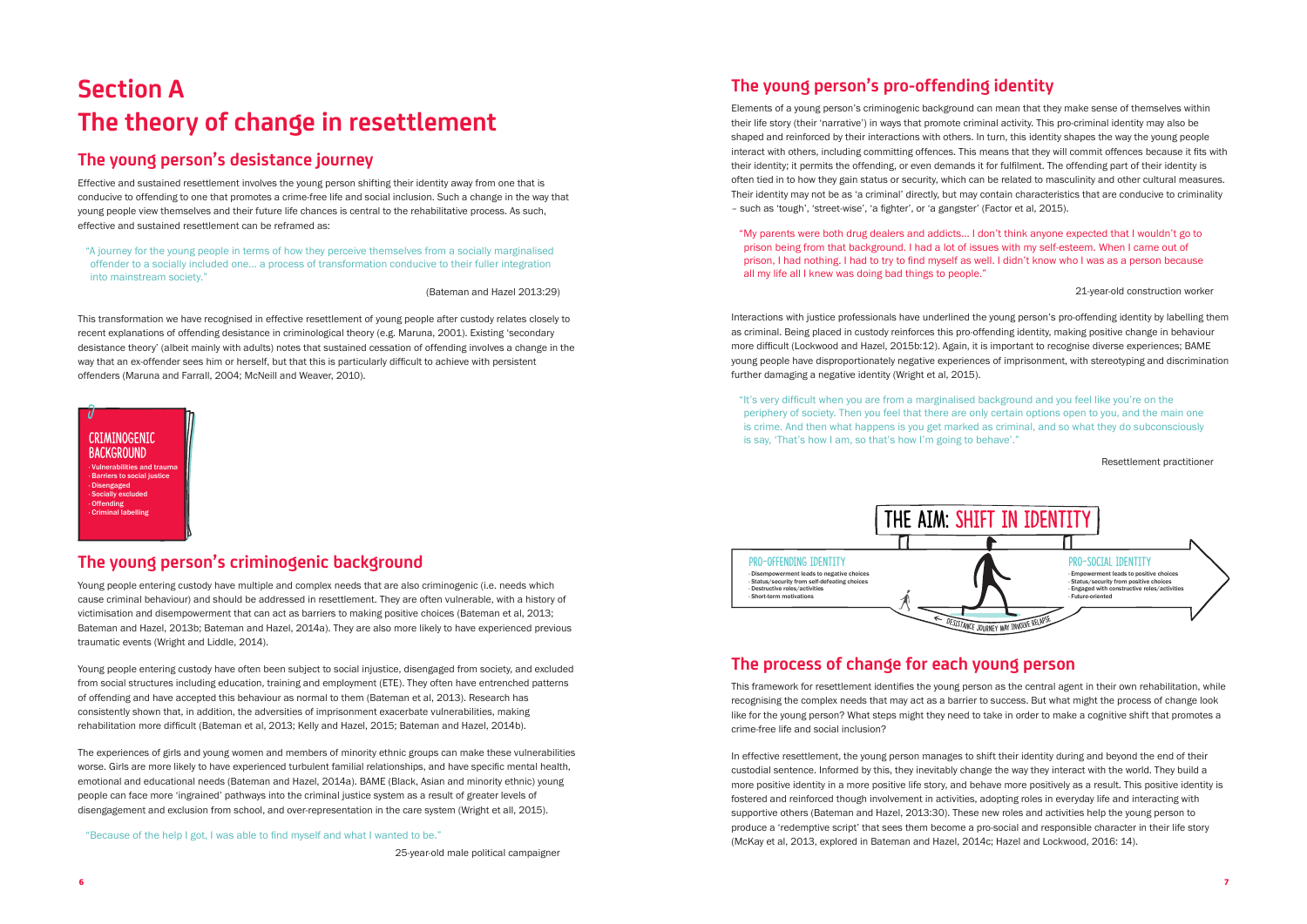# Section A
# The theory of change in resettlement

## The young person's desistance journey

Effective and sustained resettlement involves the young person shifting their identity away from one that is conducive to offending to one that promotes a crime-free life and social inclusion. Such a change in the way that young people view themselves and their future life chances is central to the rehabilitative process. As such, effective and sustained resettlement can be reframed as:

> "A journey for the young people in terms of how they perceive themselves from a socially marginalised offender to a socially included one... a process of transformation conducive to their fuller integration into mainstream society."
>
> (Bateman and Hazel 2013:29)

This transformation we have recognised in effective resettlement of young people after custody relates closely to recent explanations of offending desistance in criminological theory (e.g. Maruna, 2001). Existing 'secondary desistance theory' (albeit mainly with adults) notes that sustained cessation of offending involves a change in the way that an ex-offender sees him or herself, but that this is particularly difficult to achieve with persistent offenders (Maruna and Farrall, 2004; McNeill and Weaver, 2010).

**CRIMINOGENIC BACKGROUND**
- Vulnerabilities and trauma
- Barriers to social justice
- Disengaged
- Socially excluded
- Offending
- Criminal labelling

## The young person's criminogenic background

Young people entering custody have multiple and complex needs that are also criminogenic (i.e. needs which cause criminal behaviour) and should be addressed in resettlement. They are often vulnerable, with a history of victimisation and disempowerment that can act as barriers to making positive choices (Bateman et al, 2013; Bateman and Hazel, 2013b; Bateman and Hazel, 2014a). They are also more likely to have experienced previous traumatic events (Wright and Liddle, 2014).

Young people entering custody have often been subject to social injustice, disengaged from society, and excluded from social structures including education, training and employment (ETE). They often have entrenched patterns of offending and have accepted this behaviour as normal to them (Bateman et al, 2013). Research has consistently shown that, in addition, the adversities of imprisonment exacerbate vulnerabilities, making rehabilitation more difficult (Bateman et al, 2013; Kelly and Hazel, 2015; Bateman and Hazel, 2014b).

The experiences of girls and young women and members of minority ethnic groups can make these vulnerabilities worse. Girls are more likely to have experienced turbulent familial relationships, and have specific mental health, emotional and educational needs (Bateman and Hazel, 2014a). BAME (Black, Asian and minority ethnic) young people can face more 'ingrained' pathways into the criminal justice system as a result of greater levels of disengagement and exclusion from school, and over-representation in the care system (Wright et all, 2015).

> "Because of the help I got, I was able to find myself and what I wanted to be."
>
> 25-year-old male political campaigner

## The young person's pro-offending identity

Elements of a young person's criminogenic background can mean that they make sense of themselves within their life story (their 'narrative') in ways that promote criminal activity. This pro-criminal identity may also be shaped and reinforced by their interactions with others. In turn, this identity shapes the way the young people interact with others, including committing offences. This means that they will commit offences because it fits with their identity; it permits the offending, or even demands it for fulfilment. The offending part of their identity is often tied in to how they gain status or security, which can be related to masculinity and other cultural measures. Their identity may not be as 'a criminal' directly, but may contain characteristics that are conducive to criminality – such as 'tough', 'street-wise', 'a fighter', or 'a gangster' (Factor et al, 2015).

> "My parents were both drug dealers and addicts… I don't think anyone expected that I wouldn't go to prison being from that background. I had a lot of issues with my self-esteem. When I came out of prison, I had nothing. I had to try to find myself as well. I didn't know who I was as a person because all my life all I knew was doing bad things to people."
>
> 21-year-old construction worker

Interactions with justice professionals have underlined the young person's pro-offending identity by labelling them as criminal. Being placed in custody reinforces this pro-offending identity, making positive change in behaviour more difficult (Lockwood and Hazel, 2015b:12). Again, it is important to recognise diverse experiences; BAME young people have disproportionately negative experiences of imprisonment, with stereotyping and discrimination further damaging a negative identity (Wright et al, 2015).

> "It's very difficult when you are from a marginalised background and you feel like you're on the periphery of society. Then you feel that there are only certain options open to you, and the main one is crime. And then what happens is you get marked as criminal, and so what they do subconsciously is say, 'That's how I am, so that's how I'm going to behave'."
>
> Resettlement practitioner

**THE AIM: SHIFT IN IDENTITY**

**PRO-OFFENDING IDENTITY**
- Disempowerment leads to negative choices
- Status/security from self-defeating choices
- Destructive roles/activities
- Short-term motivations

**PRO-SOCIAL IDENTITY**
- Empowerment leads to positive choices
- Status/security from positive choices
- Engaged with constructive roles/activities
- Future-oriented

← DESISTANCE JOURNEY MAY INVOLVE RELAPSE

## The process of change for each young person

This framework for resettlement identifies the young person as the central agent in their own rehabilitation, while recognising the complex needs that may act as a barrier to success. But what might the process of change look like for the young person? What steps might they need to take in order to make a cognitive shift that promotes a crime-free life and social inclusion?

In effective resettlement, the young person manages to shift their identity during and beyond the end of their custodial sentence. Informed by this, they inevitably change the way they interact with the world. They build a more positive identity in a more positive life story, and behave more positively as a result. This positive identity is fostered and reinforced though involvement in activities, adopting roles in everyday life and interacting with supportive others (Bateman and Hazel, 2013:30). These new roles and activities help the young person to produce a 'redemptive script' that sees them become a pro-social and responsible character in their life story (McKay et al, 2013, explored in Bateman and Hazel, 2014c; Hazel and Lockwood, 2016: 14).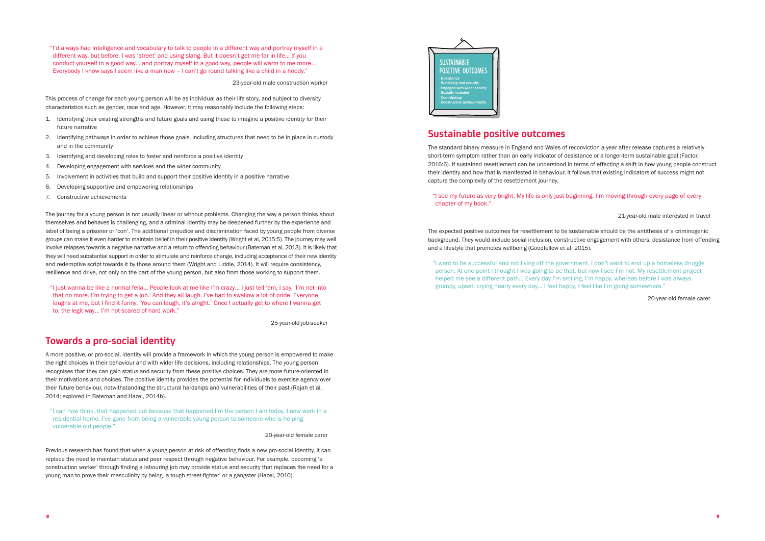"I'd always had intelligence and vocabulary to talk to people in a different way and portray myself in a different way, but before, I was 'street' and using slang. But it doesn't get me far in life… If you conduct yourself in a good way… and portray myself in a good way, people will warm to me more… Everybody I know says I seem like a man now – I can't go round talking like a child in a hoody."

23-year-old male construction worker

This process of change for each young person will be as individual as their life story, and subject to diversity characteristics such as gender, race and age. However, it may reasonably include the following steps:

1. Identifying their existing strengths and future goals and using these to imagine a positive identity for their future narrative
2. Identifying pathways in order to achieve those goals, including structures that need to be in place in custody and in the community
3. Identifying and developing roles to foster and reinforce a positive identity
4. Developing engagement with services and the wider community
5. Involvement in activities that build and support their positive identity in a positive narrative
6. Developing supportive and empowering relationships
7. Constructive achievements

The journey for a young person is not usually linear or without problems. Changing the way a person thinks about themselves and behaves is challenging, and a criminal identity may be deepened further by the experience and label of being a prisoner or 'con'. The additional prejudice and discrimination faced by young people from diverse groups can make it even harder to maintain belief in their positive identity (Wright et al, 2015:5). The journey may well involve relapses towards a negative narrative and a return to offending behaviour (Bateman et al, 2013). It is likely that they will need substantial support in order to stimulate and reinforce change, including acceptance of their new identity and redemptive script towards it by those around them (Wright and Liddle, 2014). It will require consistency, resilience and drive, not only on the part of the young person, but also from those working to support them.

"I just wanna be like a normal fella… People look at me like I'm crazy… I just tell 'em, I say, 'I'm not into that no more. I'm trying to get a job.' And they all laugh. I've had to swallow a lot of pride. Everyone laughs at me, but I find it funny, 'You can laugh, it's alright.' Once I actually get to where I wanna get to, the legit way… I'm not scared of hard work."

25-year-old job-seeker

## Towards a pro-social identity

A more positive, or pro-social, identity will provide a framework in which the young person is empowered to make the right choices in their behaviour and with wider life decisions, including relationships. The young person recognises that they can gain status and security from these positive choices. They are more future-oriented in their motivations and choices. The positive identity provides the potential for individuals to exercise agency over their future behaviour, notwithstanding the structural hardships and vulnerabilities of their past (Rajah et al, 2014; explored in Bateman and Hazel, 2014b).

"I can now think, that happened but because that happened I'm the person I am today. I now work in a residential home. I've gone from being a vulnerable young person to someone who is helping vulnerable old people."

20-year-old female carer

Previous research has found that when a young person at risk of offending finds a new pro-social identity, it can replace the need to maintain status and peer respect through negative behaviour. For example, becoming 'a construction worker' through finding a labouring job may provide status and security that replaces the need for a young man to prove their masculinity by being 'a tough street-fighter' or a gangster (Hazel, 2010).

SUSTAINABLE POSITIVE OUTCOMES

- Desistance
- Wellbeing and security
- Engaged with wider society
- Socially included
- Contributing
- Constructive achievements

## Sustainable positive outcomes

The standard binary measure in England and Wales of reconviction a year after release captures a relatively short-term symptom rather than an early indicator of desistance or a longer-term sustainable goal (Factor, 2016:6). If sustained resettlement can be understood in terms of effecting a shift in how young people construct their identity and how that is manifested in behaviour, it follows that existing indicators of success might not capture the complexity of the resettlement journey.

"I see my future as very bright. My life is only just beginning. I'm moving through every page of every chapter of my book."

21-year-old male interested in travel

The expected positive outcomes for resettlement to be sustainable should be the antithesis of a criminogenic background. They would include social inclusion, constructive engagement with others, desistance from offending and a lifestyle that promotes wellbeing (Goodfellow et al, 2015).

"I want to be successful and not living off the government. I don't want to end up a homeless druggie person. At one point I thought I was going to be that, but now I see I'm not. My resettlement project helped me see a different path… Every day I'm smiling, I'm happy, whereas before I was always grumpy, upset, crying nearly every day… I feel happy, I feel like I'm going somewhere."

20-year-old female carer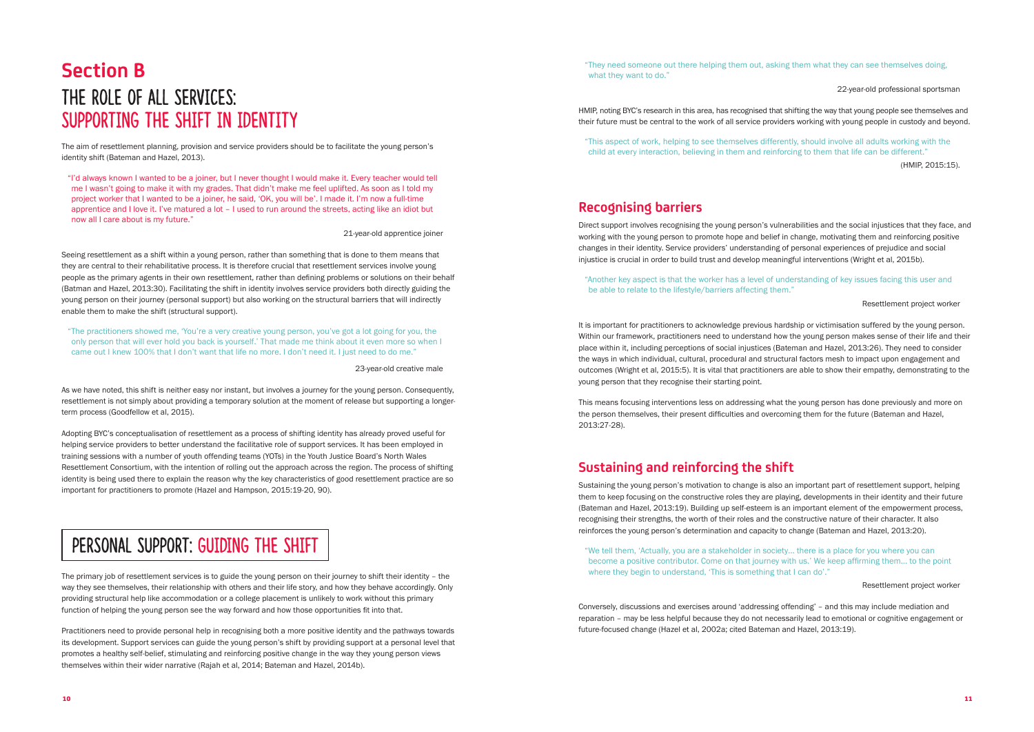# Section B

## THE ROLE OF ALL SERVICES: SUPPORTING THE SHIFT IN IDENTITY

The aim of resettlement planning, provision and service providers should be to facilitate the young person's identity shift (Bateman and Hazel, 2013).

> "I'd always known I wanted to be a joiner, but I never thought I would make it. Every teacher would tell me I wasn't going to make it with my grades. That didn't make me feel uplifted. As soon as I told my project worker that I wanted to be a joiner, he said, 'OK, you will be'. I made it. I'm now a full-time apprentice and I love it. I've matured a lot – I used to run around the streets, acting like an idiot but now all I care about is my future."
>
> 21-year-old apprentice joiner

Seeing resettlement as a shift within a young person, rather than something that is done to them means that they are central to their rehabilitative process. It is therefore crucial that resettlement services involve young people as the primary agents in their own resettlement, rather than defining problems or solutions on their behalf (Batman and Hazel, 2013:30). Facilitating the shift in identity involves service providers both directly guiding the young person on their journey (personal support) but also working on the structural barriers that will indirectly enable them to make the shift (structural support).

> "The practitioners showed me, 'You're a very creative young person, you've got a lot going for you, the only person that will ever hold you back is yourself.' That made me think about it even more so when I came out I knew 100% that I don't want that life no more. I don't need it. I just need to do me."
>
> 23-year-old creative male

As we have noted, this shift is neither easy nor instant, but involves a journey for the young person. Consequently, resettlement is not simply about providing a temporary solution at the moment of release but supporting a longer-term process (Goodfellow et al, 2015).

Adopting BYC's conceptualisation of resettlement as a process of shifting identity has already proved useful for helping service providers to better understand the facilitative role of support services. It has been employed in training sessions with a number of youth offending teams (YOTs) in the Youth Justice Board's North Wales Resettlement Consortium, with the intention of rolling out the approach across the region. The process of shifting identity is being used there to explain the reason why the key characteristics of good resettlement practice are so important for practitioners to promote (Hazel and Hampson, 2015:19-20, 90).

## PERSONAL SUPPORT: GUIDING THE SHIFT

The primary job of resettlement services is to guide the young person on their journey to shift their identity – the way they see themselves, their relationship with others and their life story, and how they behave accordingly. Only providing structural help like accommodation or a college placement is unlikely to work without this primary function of helping the young person see the way forward and how those opportunities fit into that.

Practitioners need to provide personal help in recognising both a more positive identity and the pathways towards its development. Support services can guide the young person's shift by providing support at a personal level that promotes a healthy self-belief, stimulating and reinforcing positive change in the way they young person views themselves within their wider narrative (Rajah et al, 2014; Bateman and Hazel, 2014b).

> "They need someone out there helping them out, asking them what they can see themselves doing, what they want to do."
>
> 22-year-old professional sportsman

HMIP, noting BYC's research in this area, has recognised that shifting the way that young people see themselves and their future must be central to the work of all service providers working with young people in custody and beyond.

> "This aspect of work, helping to see themselves differently, should involve all adults working with the child at every interaction, believing in them and reinforcing to them that life can be different."
>
> (HMIP, 2015:15).

### Recognising barriers

Direct support involves recognising the young person's vulnerabilities and the social injustices that they face, and working with the young person to promote hope and belief in change, motivating them and reinforcing positive changes in their identity. Service providers' understanding of personal experiences of prejudice and social injustice is crucial in order to build trust and develop meaningful interventions (Wright et al, 2015b).

> "Another key aspect is that the worker has a level of understanding of key issues facing this user and be able to relate to the lifestyle/barriers affecting them."
>
> Resettlement project worker

It is important for practitioners to acknowledge previous hardship or victimisation suffered by the young person. Within our framework, practitioners need to understand how the young person makes sense of their life and their place within it, including perceptions of social injustices (Bateman and Hazel, 2013:26). They need to consider the ways in which individual, cultural, procedural and structural factors mesh to impact upon engagement and outcomes (Wright et al, 2015:5). It is vital that practitioners are able to show their empathy, demonstrating to the young person that they recognise their starting point.

This means focusing interventions less on addressing what the young person has done previously and more on the person themselves, their present difficulties and overcoming them for the future (Bateman and Hazel, 2013:27-28).

### Sustaining and reinforcing the shift

Sustaining the young person's motivation to change is also an important part of resettlement support, helping them to keep focusing on the constructive roles they are playing, developments in their identity and their future (Bateman and Hazel, 2013:19). Building up self-esteem is an important element of the empowerment process, recognising their strengths, the worth of their roles and the constructive nature of their character. It also reinforces the young person's determination and capacity to change (Bateman and Hazel, 2013:20).

> "We tell them, 'Actually, you are a stakeholder in society… there is a place for you where you can become a positive contributor. Come on that journey with us.' We keep affirming them… to the point where they begin to understand, 'This is something that I can do'."
>
> Resettlement project worker

Conversely, discussions and exercises around 'addressing offending' – and this may include mediation and reparation – may be less helpful because they do not necessarily lead to emotional or cognitive engagement or future-focused change (Hazel et al, 2002a; cited Bateman and Hazel, 2013:19).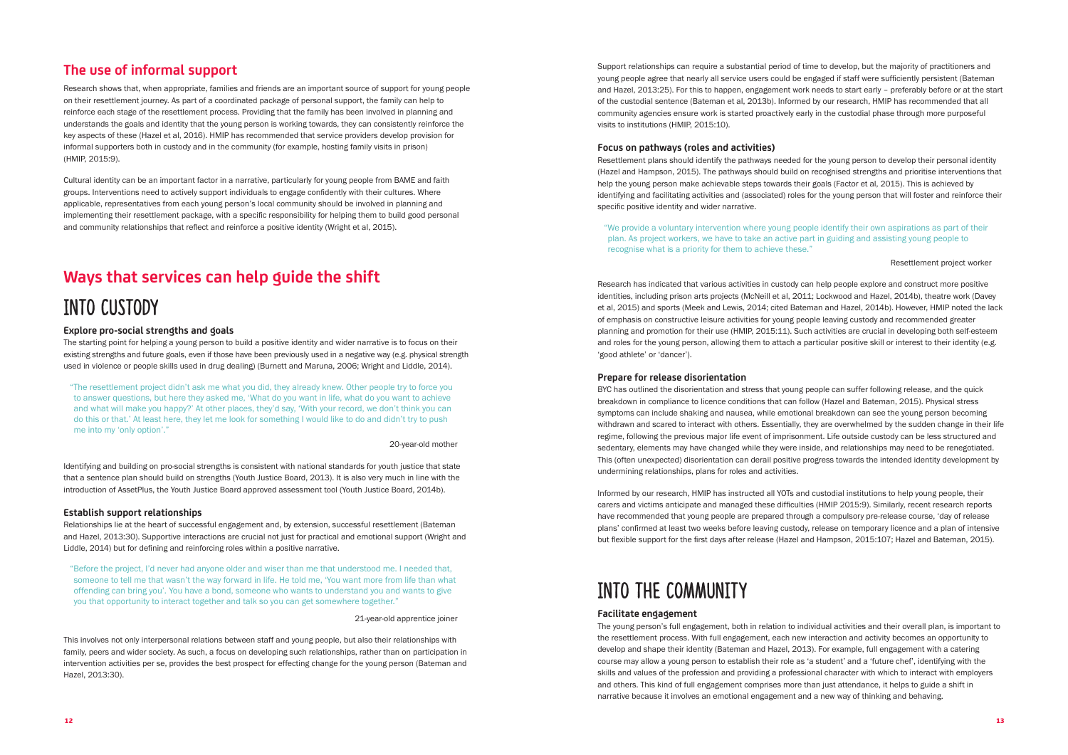## The use of informal support

Research shows that, when appropriate, families and friends are an important source of support for young people on their resettlement journey. As part of a coordinated package of personal support, the family can help to reinforce each stage of the resettlement process. Providing that the family has been involved in planning and understands the goals and identity that the young person is working towards, they can consistently reinforce the key aspects of these (Hazel et al, 2016). HMIP has recommended that service providers develop provision for informal supporters both in custody and in the community (for example, hosting family visits in prison) (HMIP, 2015:9).

Cultural identity can be an important factor in a narrative, particularly for young people from BAME and faith groups. Interventions need to actively support individuals to engage confidently with their cultures. Where applicable, representatives from each young person's local community should be involved in planning and implementing their resettlement package, with a specific responsibility for helping them to build good personal and community relationships that reflect and reinforce a positive identity (Wright et al, 2015).

## Ways that services can help guide the shift

# INTO CUSTODY

### Explore pro-social strengths and goals

The starting point for helping a young person to build a positive identity and wider narrative is to focus on their existing strengths and future goals, even if those have been previously used in a negative way (e.g. physical strength used in violence or people skills used in drug dealing) (Burnett and Maruna, 2006; Wright and Liddle, 2014).

> "The resettlement project didn't ask me what you did, they already knew. Other people try to force you to answer questions, but here they asked me, 'What do you want in life, what do you want to achieve and what will make you happy?' At other places, they'd say, 'With your record, we don't think you can do this or that.' At least here, they let me look for something I would like to do and didn't try to push me into my 'only option'."
>
> 20-year-old mother

Identifying and building on pro-social strengths is consistent with national standards for youth justice that state that a sentence plan should build on strengths (Youth Justice Board, 2013). It is also very much in line with the introduction of AssetPlus, the Youth Justice Board approved assessment tool (Youth Justice Board, 2014b).

### Establish support relationships

Relationships lie at the heart of successful engagement and, by extension, successful resettlement (Bateman and Hazel, 2013:30). Supportive interactions are crucial not just for practical and emotional support (Wright and Liddle, 2014) but for defining and reinforcing roles within a positive narrative.

> "Before the project, I'd never had anyone older and wiser than me that understood me. I needed that, someone to tell me that wasn't the way forward in life. He told me, 'You want more from life than what offending can bring you'. You have a bond, someone who wants to understand you and wants to give you that opportunity to interact together and talk so you can get somewhere together."
>
> 21-year-old apprentice joiner

This involves not only interpersonal relations between staff and young people, but also their relationships with family, peers and wider society. As such, a focus on developing such relationships, rather than on participation in intervention activities per se, provides the best prospect for effecting change for the young person (Bateman and Hazel, 2013:30).

Support relationships can require a substantial period of time to develop, but the majority of practitioners and young people agree that nearly all service users could be engaged if staff were sufficiently persistent (Bateman and Hazel, 2013:25). For this to happen, engagement work needs to start early – preferably before or at the start of the custodial sentence (Bateman et al, 2013b). Informed by our research, HMIP has recommended that all community agencies ensure work is started proactively early in the custodial phase through more purposeful visits to institutions (HMIP, 2015:10).

### Focus on pathways (roles and activities)

Resettlement plans should identify the pathways needed for the young person to develop their personal identity (Hazel and Hampson, 2015). The pathways should build on recognised strengths and prioritise interventions that help the young person make achievable steps towards their goals (Factor et al, 2015). This is achieved by identifying and facilitating activities and (associated) roles for the young person that will foster and reinforce their specific positive identity and wider narrative.

> "We provide a voluntary intervention where young people identify their own aspirations as part of their plan. As project workers, we have to take an active part in guiding and assisting young people to recognise what is a priority for them to achieve these."
>
> Resettlement project worker

Research has indicated that various activities in custody can help people explore and construct more positive identities, including prison arts projects (McNeill et al, 2011; Lockwood and Hazel, 2014b), theatre work (Davey et al, 2015) and sports (Meek and Lewis, 2014; cited Bateman and Hazel, 2014b). However, HMIP noted the lack of emphasis on constructive leisure activities for young people leaving custody and recommended greater planning and promotion for their use (HMIP, 2015:11). Such activities are crucial in developing both self-esteem and roles for the young person, allowing them to attach a particular positive skill or interest to their identity (e.g. 'good athlete' or 'dancer').

### Prepare for release disorientation

BYC has outlined the disorientation and stress that young people can suffer following release, and the quick breakdown in compliance to licence conditions that can follow (Hazel and Bateman, 2015). Physical stress symptoms can include shaking and nausea, while emotional breakdown can see the young person becoming withdrawn and scared to interact with others. Essentially, they are overwhelmed by the sudden change in their life regime, following the previous major life event of imprisonment. Life outside custody can be less structured and sedentary, elements may have changed while they were inside, and relationships may need to be renegotiated. This (often unexpected) disorientation can derail positive progress towards the intended identity development by undermining relationships, plans for roles and activities.

Informed by our research, HMIP has instructed all YOTs and custodial institutions to help young people, their carers and victims anticipate and managed these difficulties (HMIP 2015:9). Similarly, recent research reports have recommended that young people are prepared through a compulsory pre-release course, 'day of release plans' confirmed at least two weeks before leaving custody, release on temporary licence and a plan of intensive but flexible support for the first days after release (Hazel and Hampson, 2015:107; Hazel and Bateman, 2015).

# INTO THE COMMUNITY

### Facilitate engagement

The young person's full engagement, both in relation to individual activities and their overall plan, is important to the resettlement process. With full engagement, each new interaction and activity becomes an opportunity to develop and shape their identity (Bateman and Hazel, 2013). For example, full engagement with a catering course may allow a young person to establish their role as 'a student' and a 'future chef', identifying with the skills and values of the profession and providing a professional character with which to interact with employers and others. This kind of full engagement comprises more than just attendance, it helps to guide a shift in narrative because it involves an emotional engagement and a new way of thinking and behaving.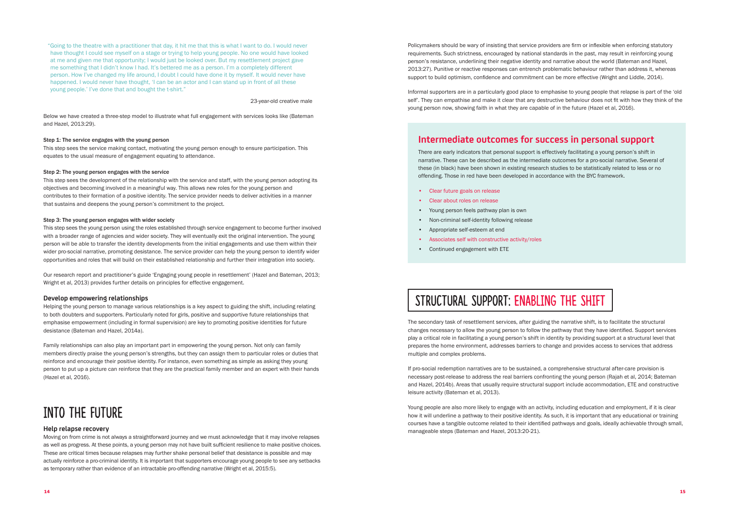"Going to the theatre with a practitioner that day, it hit me that this is what I want to do. I would never have thought I could see myself on a stage or trying to help young people. No one would have looked at me and given me that opportunity; I would just be looked over. But my resettlement project gave me something that I didn't know I had. It's bettered me as a person. I'm a completely different person. How I've changed my life around, I doubt I could have done it by myself. It would never have happened. I would never have thought, 'I can be an actor and I can stand up in front of all these young people.' I've done that and bought the t-shirt."

23-year-old creative male

Below we have created a three-step model to illustrate what full engagement with services looks like (Bateman and Hazel, 2013:29).

**Step 1: The service engages with the young person**

This step sees the service making contact, motivating the young person enough to ensure participation. This equates to the usual measure of engagement equating to attendance.

**Step 2: The young person engages with the service**

This step sees the development of the relationship with the service and staff, with the young person adopting its objectives and becoming involved in a meaningful way. This allows new roles for the young person and contributes to their formation of a positive identity. The service provider needs to deliver activities in a manner that sustains and deepens the young person's commitment to the project.

**Step 3: The young person engages with wider society**

This step sees the young person using the roles established through service engagement to become further involved with a broader range of agencies and wider society. They will eventually exit the original intervention. The young person will be able to transfer the identity developments from the initial engagements and use them within their wider pro-social narrative, promoting desistance. The service provider can help the young person to identify wider opportunities and roles that will build on their established relationship and further their integration into society.

Our research report and practitioner's guide 'Engaging young people in resettlement' (Hazel and Bateman, 2013; Wright et al, 2013) provides further details on principles for effective engagement.

### Develop empowering relationships

Helping the young person to manage various relationships is a key aspect to guiding the shift, including relating to both doubters and supporters. Particularly noted for girls, positive and supportive future relationships that emphasise empowerment (including in formal supervision) are key to promoting positive identities for future desistance (Bateman and Hazel, 2014a).

Family relationships can also play an important part in empowering the young person. Not only can family members directly praise the young person's strengths, but they can assign them to particular roles or duties that reinforce and encourage their positive identity. For instance, even something as simple as asking they young person to put up a picture can reinforce that they are the practical family member and an expert with their hands (Hazel et al, 2016).

## INTO THE FUTURE

### Help relapse recovery

Moving on from crime is not always a straightforward journey and we must acknowledge that it may involve relapses as well as progress. At these points, a young person may not have built sufficient resilience to make positive choices. These are critical times because relapses may further shake personal belief that desistance is possible and may actually reinforce a pro-criminal identity. It is important that supporters encourage young people to see any setbacks as temporary rather than evidence of an intractable pro-offending narrative (Wright et al, 2015:5).

Policymakers should be wary of insisting that service providers are firm or inflexible when enforcing statutory requirements. Such strictness, encouraged by national standards in the past, may result in reinforcing young person's resistance, underlining their negative identity and narrative about the world (Bateman and Hazel, 2013:27). Punitive or reactive responses can entrench problematic behaviour rather than address it, whereas support to build optimism, confidence and commitment can be more effective (Wright and Liddle, 2014).

Informal supporters are in a particularly good place to emphasise to young people that relapse is part of the 'old self'. They can empathise and make it clear that any destructive behaviour does not fit with how they think of the young person now, showing faith in what they are capable of in the future (Hazel et al, 2016).

### Intermediate outcomes for success in personal support

There are early indicators that personal support is effectively facilitating a young person's shift in narrative. These can be described as the intermediate outcomes for a pro-social narrative. Several of these (in black) have been shown in existing research studies to be statistically related to less or no offending. Those in red have been developed in accordance with the BYC framework.

- Clear future goals on release
- Clear about roles on release
- Young person feels pathway plan is own
- Non-criminal self-identity following release
- Appropriate self-esteem at end
- Associates self with constructive activity/roles
- Continued engagement with ETE

## STRUCTURAL SUPPORT: ENABLING THE SHIFT

The secondary task of resettlement services, after guiding the narrative shift, is to facilitate the structural changes necessary to allow the young person to follow the pathway that they have identified. Support services play a critical role in facilitating a young person's shift in identity by providing support at a structural level that prepares the home environment, addresses barriers to change and provides access to services that address multiple and complex problems.

If pro-social redemption narratives are to be sustained, a comprehensive structural after-care provision is necessary post-release to address the real barriers confronting the young person (Rajah et al, 2014; Bateman and Hazel, 2014b). Areas that usually require structural support include accommodation, ETE and constructive leisure activity (Bateman et al, 2013).

Young people are also more likely to engage with an activity, including education and employment, if it is clear how it will underline a pathway to their positive identity. As such, it is important that any educational or training courses have a tangible outcome related to their identified pathways and goals, ideally achievable through small, manageable steps (Bateman and Hazel, 2013:20-21).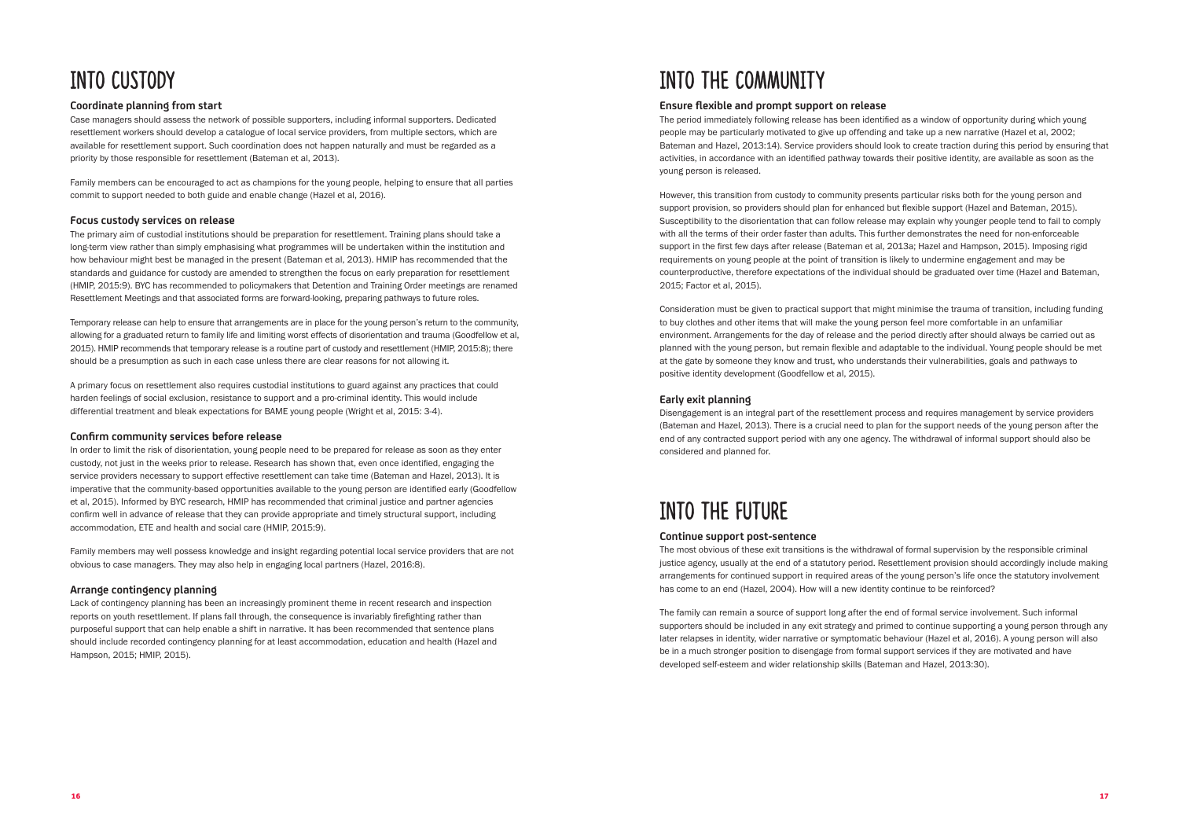# INTO CUSTODY

### Coordinate planning from start

Case managers should assess the network of possible supporters, including informal supporters. Dedicated resettlement workers should develop a catalogue of local service providers, from multiple sectors, which are available for resettlement support. Such coordination does not happen naturally and must be regarded as a priority by those responsible for resettlement (Bateman et al, 2013).

Family members can be encouraged to act as champions for the young people, helping to ensure that all parties commit to support needed to both guide and enable change (Hazel et al, 2016).

### Focus custody services on release

The primary aim of custodial institutions should be preparation for resettlement. Training plans should take a long-term view rather than simply emphasising what programmes will be undertaken within the institution and how behaviour might best be managed in the present (Bateman et al, 2013). HMIP has recommended that the standards and guidance for custody are amended to strengthen the focus on early preparation for resettlement (HMIP, 2015:9). BYC has recommended to policymakers that Detention and Training Order meetings are renamed Resettlement Meetings and that associated forms are forward-looking, preparing pathways to future roles.

Temporary release can help to ensure that arrangements are in place for the young person's return to the community, allowing for a graduated return to family life and limiting worst effects of disorientation and trauma (Goodfellow et al, 2015). HMIP recommends that temporary release is a routine part of custody and resettlement (HMIP, 2015:8); there should be a presumption as such in each case unless there are clear reasons for not allowing it.

A primary focus on resettlement also requires custodial institutions to guard against any practices that could harden feelings of social exclusion, resistance to support and a pro-criminal identity. This would include differential treatment and bleak expectations for BAME young people (Wright et al, 2015: 3-4).

### Confirm community services before release

In order to limit the risk of disorientation, young people need to be prepared for release as soon as they enter custody, not just in the weeks prior to release. Research has shown that, even once identified, engaging the service providers necessary to support effective resettlement can take time (Bateman and Hazel, 2013). It is imperative that the community-based opportunities available to the young person are identified early (Goodfellow et al, 2015). Informed by BYC research, HMIP has recommended that criminal justice and partner agencies confirm well in advance of release that they can provide appropriate and timely structural support, including accommodation, ETE and health and social care (HMIP, 2015:9).

Family members may well possess knowledge and insight regarding potential local service providers that are not obvious to case managers. They may also help in engaging local partners (Hazel, 2016:8).

### Arrange contingency planning

Lack of contingency planning has been an increasingly prominent theme in recent research and inspection reports on youth resettlement. If plans fall through, the consequence is invariably firefighting rather than purposeful support that can help enable a shift in narrative. It has been recommended that sentence plans should include recorded contingency planning for at least accommodation, education and health (Hazel and Hampson, 2015; HMIP, 2015).

# INTO THE COMMUNITY

### Ensure flexible and prompt support on release

The period immediately following release has been identified as a window of opportunity during which young people may be particularly motivated to give up offending and take up a new narrative (Hazel et al, 2002; Bateman and Hazel, 2013:14). Service providers should look to create traction during this period by ensuring that activities, in accordance with an identified pathway towards their positive identity, are available as soon as the young person is released.

However, this transition from custody to community presents particular risks both for the young person and support provision, so providers should plan for enhanced but flexible support (Hazel and Bateman, 2015). Susceptibility to the disorientation that can follow release may explain why younger people tend to fail to comply with all the terms of their order faster than adults. This further demonstrates the need for non-enforceable support in the first few days after release (Bateman et al, 2013a; Hazel and Hampson, 2015). Imposing rigid requirements on young people at the point of transition is likely to undermine engagement and may be counterproductive, therefore expectations of the individual should be graduated over time (Hazel and Bateman, 2015; Factor et al, 2015).

Consideration must be given to practical support that might minimise the trauma of transition, including funding to buy clothes and other items that will make the young person feel more comfortable in an unfamiliar environment. Arrangements for the day of release and the period directly after should always be carried out as planned with the young person, but remain flexible and adaptable to the individual. Young people should be met at the gate by someone they know and trust, who understands their vulnerabilities, goals and pathways to positive identity development (Goodfellow et al, 2015).

### Early exit planning

Disengagement is an integral part of the resettlement process and requires management by service providers (Bateman and Hazel, 2013). There is a crucial need to plan for the support needs of the young person after the end of any contracted support period with any one agency. The withdrawal of informal support should also be considered and planned for.

# INTO THE FUTURE

### Continue support post-sentence

The most obvious of these exit transitions is the withdrawal of formal supervision by the responsible criminal justice agency, usually at the end of a statutory period. Resettlement provision should accordingly include making arrangements for continued support in required areas of the young person's life once the statutory involvement has come to an end (Hazel, 2004). How will a new identity continue to be reinforced?

The family can remain a source of support long after the end of formal service involvement. Such informal supporters should be included in any exit strategy and primed to continue supporting a young person through any later relapses in identity, wider narrative or symptomatic behaviour (Hazel et al, 2016). A young person will also be in a much stronger position to disengage from formal support services if they are motivated and have developed self-esteem and wider relationship skills (Bateman and Hazel, 2013:30).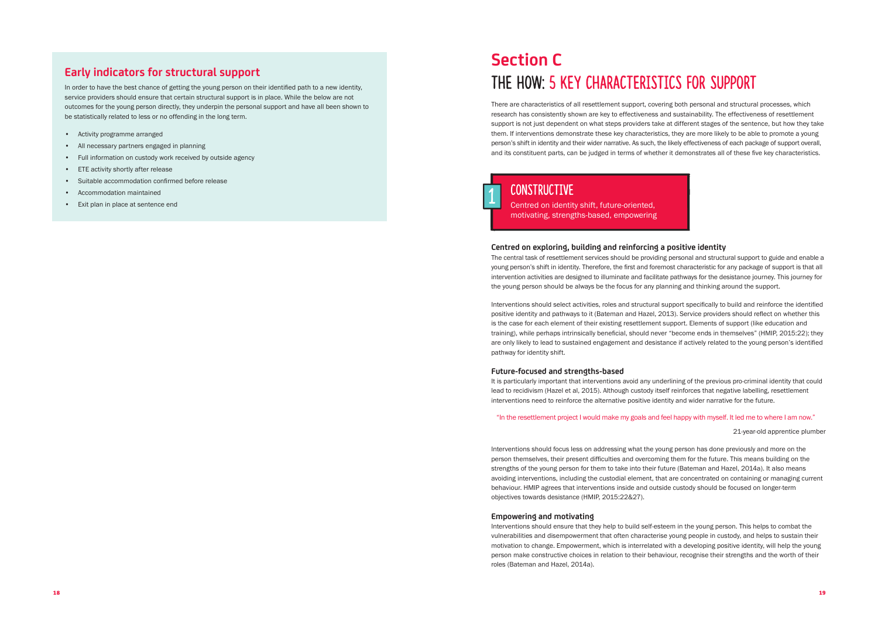## Early indicators for structural support

In order to have the best chance of getting the young person on their identified path to a new identity, service providers should ensure that certain structural support is in place. While the below are not outcomes for the young person directly, they underpin the personal support and have all been shown to be statistically related to less or no offending in the long term.

- Activity programme arranged
- All necessary partners engaged in planning
- Full information on custody work received by outside agency
- ETE activity shortly after release
- Suitable accommodation confirmed before release
- Accommodation maintained
- Exit plan in place at sentence end

# Section C

# THE HOW: 5 KEY CHARACTERISTICS FOR SUPPORT

There are characteristics of all resettlement support, covering both personal and structural processes, which research has consistently shown are key to effectiveness and sustainability. The effectiveness of resettlement support is not just dependent on what steps providers take at different stages of the sentence, but how they take them. If interventions demonstrate these key characteristics, they are more likely to be able to promote a young person's shift in identity and their wider narrative. As such, the likely effectiveness of each package of support overall, and its constituent parts, can be judged in terms of whether it demonstrates all of these five key characteristics.

## 1 CONSTRUCTIVE

Centred on identity shift, future-oriented, motivating, strengths-based, empowering

### Centred on exploring, building and reinforcing a positive identity

The central task of resettlement services should be providing personal and structural support to guide and enable a young person's shift in identity. Therefore, the first and foremost characteristic for any package of support is that all intervention activities are designed to illuminate and facilitate pathways for the desistance journey. This journey for the young person should be always be the focus for any planning and thinking around the support.

Interventions should select activities, roles and structural support specifically to build and reinforce the identified positive identity and pathways to it (Bateman and Hazel, 2013). Service providers should reflect on whether this is the case for each element of their existing resettlement support. Elements of support (like education and training), while perhaps intrinsically beneficial, should never "become ends in themselves" (HMIP, 2015:22); they are only likely to lead to sustained engagement and desistance if actively related to the young person's identified pathway for identity shift.

### Future-focused and strengths-based

It is particularly important that interventions avoid any underlining of the previous pro-criminal identity that could lead to recidivism (Hazel et al, 2015). Although custody itself reinforces that negative labelling, resettlement interventions need to reinforce the alternative positive identity and wider narrative for the future.

> "In the resettlement project I would make my goals and feel happy with myself. It led me to where I am now."
>
> 21-year-old apprentice plumber

Interventions should focus less on addressing what the young person has done previously and more on the person themselves, their present difficulties and overcoming them for the future. This means building on the strengths of the young person for them to take into their future (Bateman and Hazel, 2014a). It also means avoiding interventions, including the custodial element, that are concentrated on containing or managing current behaviour. HMIP agrees that interventions inside and outside custody should be focused on longer-term objectives towards desistance (HMIP, 2015:22&27).

### Empowering and motivating

Interventions should ensure that they help to build self-esteem in the young person. This helps to combat the vulnerabilities and disempowerment that often characterise young people in custody, and helps to sustain their motivation to change. Empowerment, which is interrelated with a developing positive identity, will help the young person make constructive choices in relation to their behaviour, recognise their strengths and the worth of their roles (Bateman and Hazel, 2014a).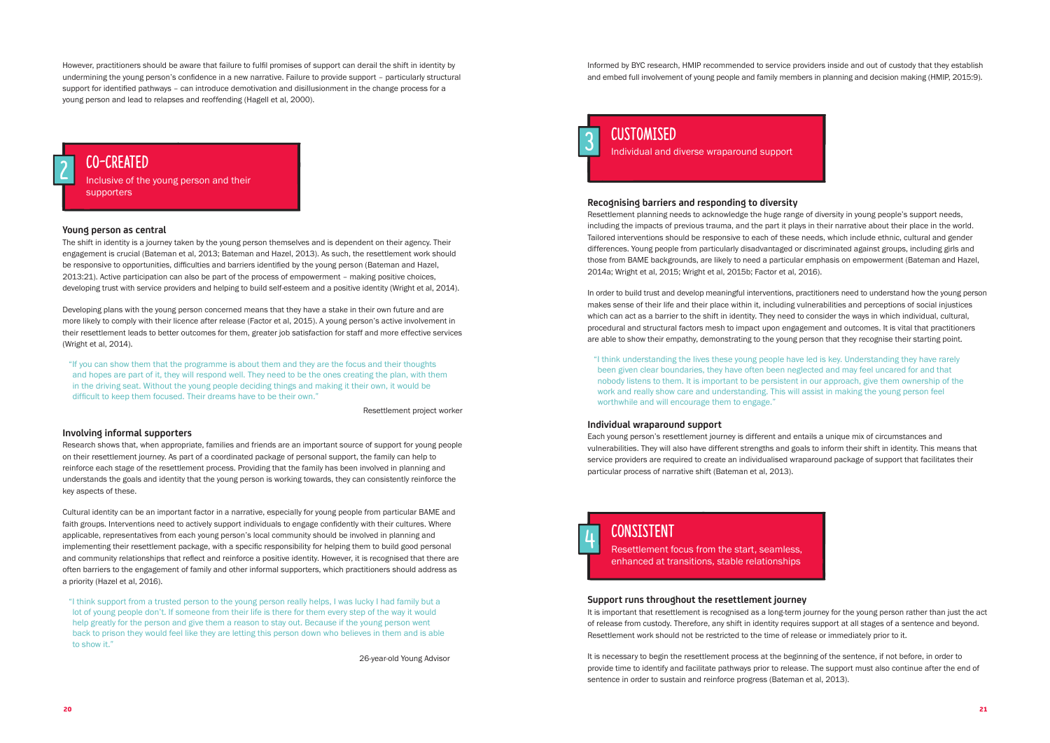However, practitioners should be aware that failure to fulfil promises of support can derail the shift in identity by undermining the young person's confidence in a new narrative. Failure to provide support – particularly structural support for identified pathways – can introduce demotivation and disillusionment in the change process for a young person and lead to relapses and reoffending (Hagell et al, 2000).

## 2 CO-CREATED

Inclusive of the young person and their supporters

### Young person as central

The shift in identity is a journey taken by the young person themselves and is dependent on their agency. Their engagement is crucial (Bateman et al, 2013; Bateman and Hazel, 2013). As such, the resettlement work should be responsive to opportunities, difficulties and barriers identified by the young person (Bateman and Hazel, 2013:21). Active participation can also be part of the process of empowerment – making positive choices, developing trust with service providers and helping to build self-esteem and a positive identity (Wright et al, 2014).

Developing plans with the young person concerned means that they have a stake in their own future and are more likely to comply with their licence after release (Factor et al, 2015). A young person's active involvement in their resettlement leads to better outcomes for them, greater job satisfaction for staff and more effective services (Wright et al, 2014).

> "If you can show them that the programme is about them and they are the focus and their thoughts and hopes are part of it, they will respond well. They need to be the ones creating the plan, with them in the driving seat. Without the young people deciding things and making it their own, it would be difficult to keep them focused. Their dreams have to be their own."
>
> Resettlement project worker

### Involving informal supporters

Research shows that, when appropriate, families and friends are an important source of support for young people on their resettlement journey. As part of a coordinated package of personal support, the family can help to reinforce each stage of the resettlement process. Providing that the family has been involved in planning and understands the goals and identity that the young person is working towards, they can consistently reinforce the key aspects of these.

Cultural identity can be an important factor in a narrative, especially for young people from particular BAME and faith groups. Interventions need to actively support individuals to engage confidently with their cultures. Where applicable, representatives from each young person's local community should be involved in planning and implementing their resettlement package, with a specific responsibility for helping them to build good personal and community relationships that reflect and reinforce a positive identity. However, it is recognised that there are often barriers to the engagement of family and other informal supporters, which practitioners should address as a priority (Hazel et al, 2016).

> "I think support from a trusted person to the young person really helps, I was lucky I had family but a lot of young people don't. If someone from their life is there for them every step of the way it would help greatly for the person and give them a reason to stay out. Because if the young person went back to prison they would feel like they are letting this person down who believes in them and is able to show it."
>
> 26-year-old Young Advisor

Informed by BYC research, HMIP recommended to service providers inside and out of custody that they establish and embed full involvement of young people and family members in planning and decision making (HMIP, 2015:9).

## 3 CUSTOMISED

Individual and diverse wraparound support

### Recognising barriers and responding to diversity

Resettlement planning needs to acknowledge the huge range of diversity in young people's support needs, including the impacts of previous trauma, and the part it plays in their narrative about their place in the world. Tailored interventions should be responsive to each of these needs, which include ethnic, cultural and gender differences. Young people from particularly disadvantaged or discriminated against groups, including girls and those from BAME backgrounds, are likely to need a particular emphasis on empowerment (Bateman and Hazel, 2014a; Wright et al, 2015; Wright et al, 2015b; Factor et al, 2016).

In order to build trust and develop meaningful interventions, practitioners need to understand how the young person makes sense of their life and their place within it, including vulnerabilities and perceptions of social injustices which can act as a barrier to the shift in identity. They need to consider the ways in which individual, cultural, procedural and structural factors mesh to impact upon engagement and outcomes. It is vital that practitioners are able to show their empathy, demonstrating to the young person that they recognise their starting point.

> "I think understanding the lives these young people have led is key. Understanding they have rarely been given clear boundaries, they have often been neglected and may feel uncared for and that nobody listens to them. It is important to be persistent in our approach, give them ownership of the work and really show care and understanding. This will assist in making the young person feel worthwhile and will encourage them to engage."

### Individual wraparound support

Each young person's resettlement journey is different and entails a unique mix of circumstances and vulnerabilities. They will also have different strengths and goals to inform their shift in identity. This means that service providers are required to create an individualised wraparound package of support that facilitates their particular process of narrative shift (Bateman et al, 2013).

## 4 CONSISTENT

Resettlement focus from the start, seamless, enhanced at transitions, stable relationships

### Support runs throughout the resettlement journey

It is important that resettlement is recognised as a long-term journey for the young person rather than just the act of release from custody. Therefore, any shift in identity requires support at all stages of a sentence and beyond. Resettlement work should not be restricted to the time of release or immediately prior to it.

It is necessary to begin the resettlement process at the beginning of the sentence, if not before, in order to provide time to identify and facilitate pathways prior to release. The support must also continue after the end of sentence in order to sustain and reinforce progress (Bateman et al, 2013).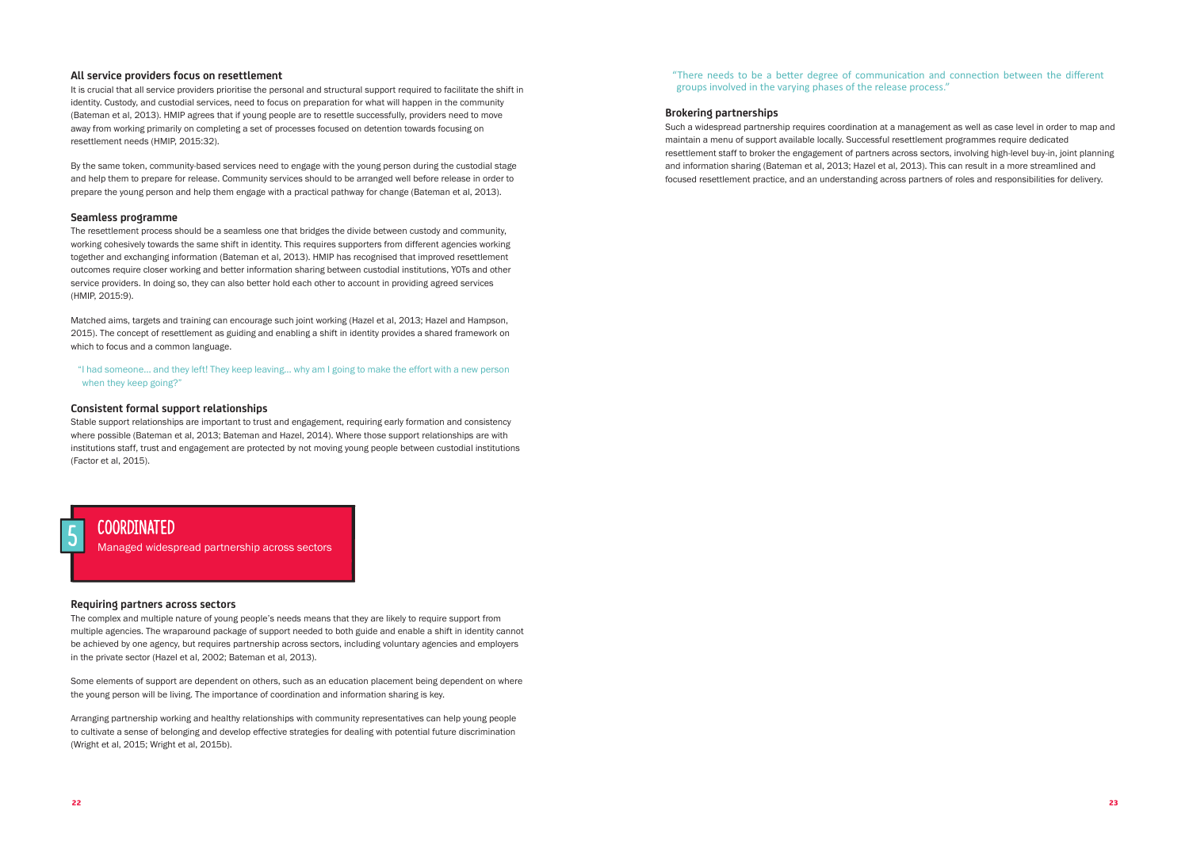### All service providers focus on resettlement

It is crucial that all service providers prioritise the personal and structural support required to facilitate the shift in identity. Custody, and custodial services, need to focus on preparation for what will happen in the community (Bateman et al, 2013). HMIP agrees that if young people are to resettle successfully, providers need to move away from working primarily on completing a set of processes focused on detention towards focusing on resettlement needs (HMIP, 2015:32).

By the same token, community-based services need to engage with the young person during the custodial stage and help them to prepare for release. Community services should to be arranged well before release in order to prepare the young person and help them engage with a practical pathway for change (Bateman et al, 2013).

### Seamless programme

The resettlement process should be a seamless one that bridges the divide between custody and community, working cohesively towards the same shift in identity. This requires supporters from different agencies working together and exchanging information (Bateman et al, 2013). HMIP has recognised that improved resettlement outcomes require closer working and better information sharing between custodial institutions, YOTs and other service providers. In doing so, they can also better hold each other to account in providing agreed services (HMIP, 2015:9).

Matched aims, targets and training can encourage such joint working (Hazel et al, 2013; Hazel and Hampson, 2015). The concept of resettlement as guiding and enabling a shift in identity provides a shared framework on which to focus and a common language.

> "I had someone… and they left! They keep leaving… why am I going to make the effort with a new person when they keep going?"

### Consistent formal support relationships

Stable support relationships are important to trust and engagement, requiring early formation and consistency where possible (Bateman et al, 2013; Bateman and Hazel, 2014). Where those support relationships are with institutions staff, trust and engagement are protected by not moving young people between custodial institutions (Factor et al, 2015).

## 5 COORDINATED

Managed widespread partnership across sectors

### Requiring partners across sectors

The complex and multiple nature of young people's needs means that they are likely to require support from multiple agencies. The wraparound package of support needed to both guide and enable a shift in identity cannot be achieved by one agency, but requires partnership across sectors, including voluntary agencies and employers in the private sector (Hazel et al, 2002; Bateman et al, 2013).

Some elements of support are dependent on others, such as an education placement being dependent on where the young person will be living. The importance of coordination and information sharing is key.

Arranging partnership working and healthy relationships with community representatives can help young people to cultivate a sense of belonging and develop effective strategies for dealing with potential future discrimination (Wright et al, 2015; Wright et al, 2015b).

> "There needs to be a better degree of communication and connection between the different groups involved in the varying phases of the release process."

### Brokering partnerships

Such a widespread partnership requires coordination at a management as well as case level in order to map and maintain a menu of support available locally. Successful resettlement programmes require dedicated resettlement staff to broker the engagement of partners across sectors, involving high-level buy-in, joint planning and information sharing (Bateman et al, 2013; Hazel et al, 2013). This can result in a more streamlined and focused resettlement practice, and an understanding across partners of roles and responsibilities for delivery.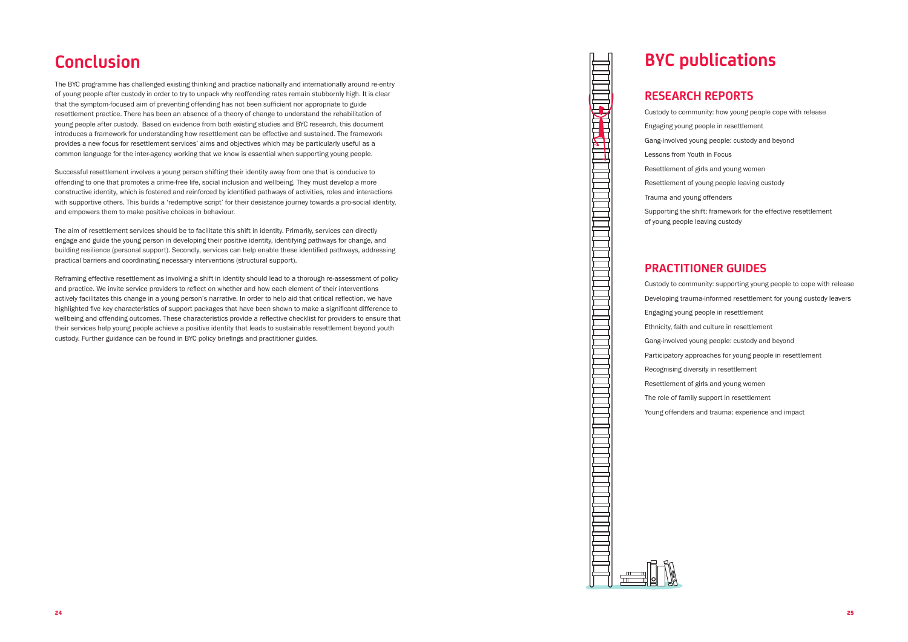# Conclusion

The BYC programme has challenged existing thinking and practice nationally and internationally around re-entry of young people after custody in order to try to unpack why reoffending rates remain stubbornly high. It is clear that the symptom-focused aim of preventing offending has not been sufficient nor appropriate to guide resettlement practice. There has been an absence of a theory of change to understand the rehabilitation of young people after custody. Based on evidence from both existing studies and BYC research, this document introduces a framework for understanding how resettlement can be effective and sustained. The framework provides a new focus for resettlement services' aims and objectives which may be particularly useful as a common language for the inter-agency working that we know is essential when supporting young people.

Successful resettlement involves a young person shifting their identity away from one that is conducive to offending to one that promotes a crime-free life, social inclusion and wellbeing. They must develop a more constructive identity, which is fostered and reinforced by identified pathways of activities, roles and interactions with supportive others. This builds a 'redemptive script' for their desistance journey towards a pro-social identity, and empowers them to make positive choices in behaviour.

The aim of resettlement services should be to facilitate this shift in identity. Primarily, services can directly engage and guide the young person in developing their positive identity, identifying pathways for change, and building resilience (personal support). Secondly, services can help enable these identified pathways, addressing practical barriers and coordinating necessary interventions (structural support).

Reframing effective resettlement as involving a shift in identity should lead to a thorough re-assessment of policy and practice. We invite service providers to reflect on whether and how each element of their interventions actively facilitates this change in a young person's narrative. In order to help aid that critical reflection, we have highlighted five key characteristics of support packages that have been shown to make a significant difference to wellbeing and offending outcomes. These characteristics provide a reflective checklist for providers to ensure that their services help young people achieve a positive identity that leads to sustainable resettlement beyond youth custody. Further guidance can be found in BYC policy briefings and practitioner guides.

# BYC publications

## RESEARCH REPORTS

Custody to community: how young people cope with release

Engaging young people in resettlement

Gang-involved young people: custody and beyond

Lessons from Youth in Focus

Resettlement of girls and young women

Resettlement of young people leaving custody

Trauma and young offenders

Supporting the shift: framework for the effective resettlement of young people leaving custody

## PRACTITIONER GUIDES

Custody to community: supporting young people to cope with release

Developing trauma-informed resettlement for young custody leavers

Engaging young people in resettlement

Ethnicity, faith and culture in resettlement

Gang-involved young people: custody and beyond

Participatory approaches for young people in resettlement

Recognising diversity in resettlement

Resettlement of girls and young women

The role of family support in resettlement

Young offenders and trauma: experience and impact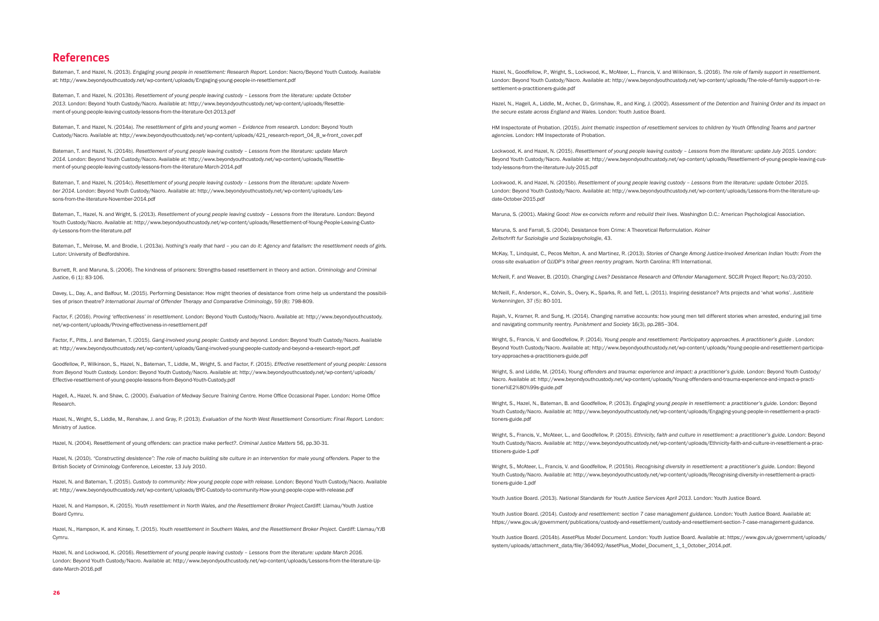## References

Bateman, T. and Hazel, N. (2013). *Engaging young people in resettlement: Research Report.* London: Nacro/Beyond Youth Custody. Available at: http://www.beyondyouthcustody.net/wp-content/uploads/Engaging-young-people-in-resettlement.pdf

Bateman, T. and Hazel, N. (2013b). *Resettlement of young people leaving custody – Lessons from the literature: update October 2013.* London: Beyond Youth Custody/Nacro. Available at: http://www.beyondyouthcustody.net/wp-content/uploads/Resettlement-of-young-people-leaving-custody-lessons-from-the-literature-Oct-2013.pdf

Bateman, T. and Hazel, N. (2014a). *The resettlement of girls and young women – Evidence from research.* London: Beyond Youth Custody/Nacro. Available at: http://www.beyondyouthcustody.net/wp-content/uploads/421_research-report_04_8_w-front_cover.pdf

Bateman, T. and Hazel, N. (2014b). *Resettlement of young people leaving custody – Lessons from the literature: update March 2014.* London: Beyond Youth Custody/Nacro. Available at: http://www.beyondyouthcustody.net/wp-content/uploads/Resettlement-of-young-people-leaving-custody-lessons-from-the-literature-March-2014.pdf

Bateman, T. and Hazel, N. (2014c). *Resettlement of young people leaving custody – Lessons from the literature: update November 2014.* London: Beyond Youth Custody/Nacro. Available at: http://www.beyondyouthcustody.net/wp-content/uploads/Lessons-from-the-literature-November-2014.pdf

Bateman, T., Hazel, N. and Wright, S. (2013). *Resettlement of young people leaving custody – Lessons from the literature.* London: Beyond Youth Custody/Nacro. Available at: http://www.beyondyouthcustody.net/wp-content/uploads/Resettlement-of-Young-People-Leaving-Custody-Lessons-from-the-literature.pdf

Bateman, T., Melrose, M. and Brodie, I. (2013a). *Nothing's really that hard – you can do it: Agency and fatalism: the resettlement needs of girls.* Luton: University of Bedfordshire.

Burnett, R. and Maruna, S. (2006). The kindness of prisoners: Strengths-based resettlement in theory and action. *Criminology and Criminal Justice*, 6 (1): 83-106.

Davey, L., Day, A., and Balfour, M. (2015). Performing Desistance: How might theories of desistance from crime help us understand the possibilities of prison theatre? *International Journal of Offender Therapy and Comparative Criminology*, 59 (8): 798-809.

Factor, F. (2016). *Proving 'effectiveness' in resettlement.* London: Beyond Youth Custody/Nacro. Available at: http://www.beyondyouthcustody.net/wp-content/uploads/Proving-effectiveness-in-resettlement.pdf

Factor, F., Pitts, J. and Bateman, T. (2015). *Gang-involved young people: Custody and beyond.* London: Beyond Youth Custody/Nacro. Available at: http://www.beyondyouthcustody.net/wp-content/uploads/Gang-involved-young-people-custody-and-beyond-a-research-report.pdf

Goodfellow, P., Wilkinson, S., Hazel, N., Bateman, T., Liddle, M., Wright, S. and Factor, F. (2015). *Effective resettlement of young people: Lessons from Beyond Youth Custody.* London: Beyond Youth Custody/Nacro. Available at: http://www.beyondyouthcustody.net/wp-content/uploads/Effective-resettlement-of-young-people-lessons-from-Beyond-Youth-Custody.pdf

Hagell, A., Hazel, N. and Shaw, C. (2000). *Evaluation of Medway Secure Training Centre.* Home Office Occasional Paper. London: Home Office Research.

Hazel, N., Wright, S., Liddle, M., Renshaw, J. and Gray, P. (2013). *Evaluation of the North West Resettlement Consortium: Final Report.* London: Ministry of Justice.

Hazel, N. (2004). Resettlement of young offenders: can practice make perfect?. *Criminal Justice Matters* 56, pp.30-31.

Hazel, N. (2010). *"Constructing desistence": The role of macho building site culture in an intervention for male young offenders.* Paper to the British Society of Criminology Conference, Leicester, 13 July 2010.

Hazel, N. and Bateman, T. (2015). *Custody to community: How young people cope with release.* London: Beyond Youth Custody/Nacro. Available at: http://www.beyondyouthcustody.net/wp-content/uploads/BYC-Custody-to-community-How-young-people-cope-with-release.pdf

Hazel, N. and Hampson, K. (2015). *Youth resettlement in North Wales, and the Resettlement Broker Project.*Cardiff: Llamau/Youth Justice Board Cymru.

Hazel, N., Hampson, K. and Kinsey, T. (2015). *Youth resettlement in Southern Wales, and the Resettlement Broker Project.* Cardiff: Llamau/YJB Cymru.

Hazel, N. and Lockwood, K. (2016). *Resettlement of young people leaving custody – Lessons from the literature: update March 2016.* London: Beyond Youth Custody/Nacro. Available at: http://www.beyondyouthcustody.net/wp-content/uploads/Lessons-from-the-literature-Update-March-2016.pdf

Hazel, N., Goodfellow, P., Wright, S., Lockwood, K., McAteer, L., Francis, V. and Wilkinson, S. (2016). *The role of family support in resettlement.* London: Beyond Youth Custody/Nacro. Available at: http://www.beyondyouthcustody.net/wp-content/uploads/The-role-of-family-support-in-resettlement-a-practitioners-guide.pdf

Hazel, N., Hagell, A., Liddle, M., Archer, D., Grimshaw, R., and King, J. (2002). *Assessment of the Detention and Training Order and its impact on the secure estate across England and Wales.* London: Youth Justice Board.

HM Inspectorate of Probation. (2015). *Joint thematic inspection of resettlement services to children by Youth Offending Teams and partner agencies.* London: HM Inspectorate of Probation.

Lockwood, K. and Hazel, N. (2015). *Resettlement of young people leaving custody – Lessons from the literature: update July 2015.* London: Beyond Youth Custody/Nacro. Available at: http://www.beyondyouthcustody.net/wp-content/uploads/Resettlement-of-young-people-leaving-custody-lessons-from-the-literature-July-2015.pdf

Lockwood, K. and Hazel, N. (2015b). *Resettlement of young people leaving custody – Lessons from the literature: update October 2015.* London: Beyond Youth Custody/Nacro. Available at: http://www.beyondyouthcustody.net/wp-content/uploads/Lessons-from-the-literature-update-October-2015.pdf

Maruna, S. (2001). *Making Good: How ex-convicts reform and rebuild their lives.* Washington D.C.: American Psychological Association.

Maruna, S. and Farrall, S. (2004). Desistance from Crime: A Theoretical Reformulation. *Kolner Zeitschrift fur Soziologie und Sozialpsychologie*, 43.

McKay, T., Lindquist, C., Pecos Melton, A. and Martinez, R. (2013). *Stories of Change Among Justice-Involved American Indian Youth: From the cross-site evaluation of OJJDP's tribal green reentry program.* North Carolina: RTI International.

McNeill, F. and Weaver, B. (2010). *Changing Lives? Desistance Research and Offender Management.* SCCJR Project Report; No.03/2010.

McNeill, F., Anderson, K., Colvin, S., Overy, K., Sparks, R. and Tett, L. (2011). Inspiring desistance? Arts projects and 'what works'. *Justitiele Verkenningen*, 37 (5): 80-101.

Rajah, V., Kramer, R. and Sung, H. (2014). Changing narrative accounts: how young men tell different stories when arrested, enduring jail time and navigating community reentry. *Punishment and Society* 16(3), pp.285–304.

Wright, S., Francis, V. and Goodfellow, P. (2014). *Young people and resettlement: Participatory approaches. A practitioner's guide* . London: Beyond Youth Custody/Nacro. Available at: http://www.beyondyouthcustody.net/wp-content/uploads/Young-people-and-resettlement-participatory-approaches-a-practitioners-guide.pdf

Wright, S. and Liddle, M. (2014). *Young offenders and trauma: experience and impact: a practitioner's guide.* London: Beyond Youth Custody/Nacro. Available at: http://www.beyondyouthcustody.net/wp-content/uploads/Young-offenders-and-trauma-experience-and-impact-a-practitioner%E2%80%99s-guide.pdf

Wright, S., Hazel, N., Bateman, B. and Goodfellow, P. (2013). *Engaging young people in resettlement: a practitioner's guide.* London: Beyond Youth Custody/Nacro. Available at: http://www.beyondyouthcustody.net/wp-content/uploads/Engaging-young-people-in-resettlement-a-practitioners-guide.pdf

Wright, S., Francis, V., McAteer, L., and Goodfellow, P. (2015). *Ethnicity, faith and culture in resettlement: a practitioner's guide.* London: Beyond Youth Custody/Nacro. Available at: http://www.beyondyouthcustody.net/wp-content/uploads/Ethnicity-faith-and-culture-in-resettlement-a-practitioners-guide-1.pdf

Wright, S., McAteer, L., Francis, V. and Goodfellow, P. (2015b). *Recognising diversity in resettlement: a practitioner's guide.* London: Beyond Youth Custody/Nacro. Available at: http://www.beyondyouthcustody.net/wp-content/uploads/Recognising-diversity-in-resettlement-a-practitioners-guide-1.pdf

Youth Justice Board. (2013). *National Standards for Youth Justice Services April 2013.* London: Youth Justice Board.

Youth Justice Board. (2014). *Custody and resettlement: section 7 case management guidance.* London: Youth Justice Board. Available at: https://www.gov.uk/government/publications/custody-and-resettlement/custody-and-resettlement-section-7-case-management-guidance.

Youth Justice Board. (2014b). *AssetPlus Model Document.* London: Youth Justice Board. Available at: https://www.gov.uk/government/uploads/system/uploads/attachment_data/file/364092/AssetPlus_Model_Document_1_1_October_2014.pdf.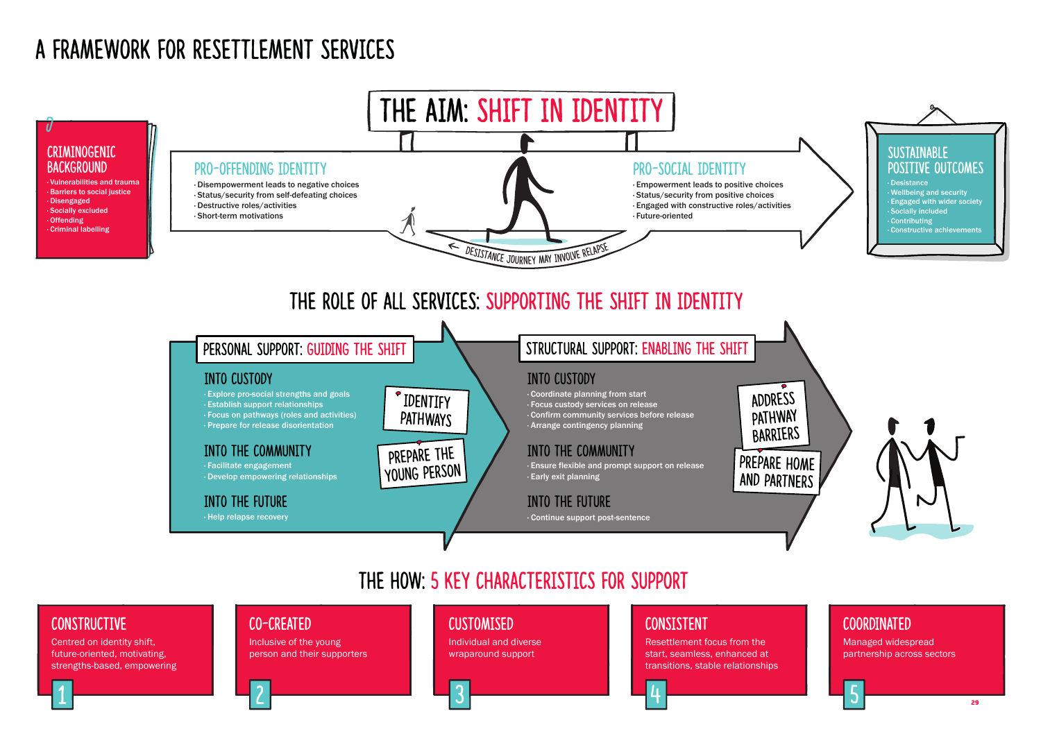# A FRAMEWORK FOR RESETTLEMENT SERVICES

## THE AIM: SHIFT IN IDENTITY

### CRIMINOGENIC BACKGROUND

- Vulnerabilities and trauma
- Barriers to social justice
- Disengaged
- Socially excluded
- Offending
- Criminal labelling

### PRO-OFFENDING IDENTITY

- Disempowerment leads to negative choices
- Status/security from self-defeating choices
- Destructive roles/activities
- Short-term motivations

### PRO-SOCIAL IDENTITY

- Empowerment leads to positive choices
- Status/security from positive choices
- Engaged with constructive roles/activities
- Future-oriented

DESISTANCE JOURNEY MAY INVOLVE RELAPSE

### SUSTAINABLE POSITIVE OUTCOMES

- Desistance
- Wellbeing and security
- Engaged with wider society
- Socially included
- Contributing
- Constructive achievements

## THE ROLE OF ALL SERVICES: SUPPORTING THE SHIFT IN IDENTITY

### PERSONAL SUPPORT: GUIDING THE SHIFT

#### INTO CUSTODY

- Explore pro-social strengths and goals
- Establish support relationships
- Focus on pathways (roles and activities)
- Prepare for release disorientation

#### INTO THE COMMUNITY

- Facilitate engagement
- Develop empowering relationships

#### INTO THE FUTURE

- Help relapse recovery

IDENTIFY PATHWAYS

PREPARE THE YOUNG PERSON

### STRUCTURAL SUPPORT: ENABLING THE SHIFT

#### INTO CUSTODY

- Coordinate planning from start
- Focus custody services on release
- Confirm community services before release
- Arrange contingency planning

#### INTO THE COMMUNITY

- Ensure flexible and prompt support on release
- Early exit planning

#### INTO THE FUTURE

- Continue support post-sentence

ADDRESS PATHWAY BARRIERS

PREPARE HOME AND PARTNERS

## THE HOW: 5 KEY CHARACTERISTICS FOR SUPPORT

**1 CONSTRUCTIVE**
Centred on identity shift, future-oriented, motivating, strengths-based, empowering

**2 CO-CREATED**
Inclusive of the young person and their supporters

**3 CUSTOMISED**
Individual and diverse wraparound support

**4 CONSISTENT**
Resettlement focus from the start, seamless, enhanced at transitions, stable relationships

**5 COORDINATED**
Managed widespread partnership across sectors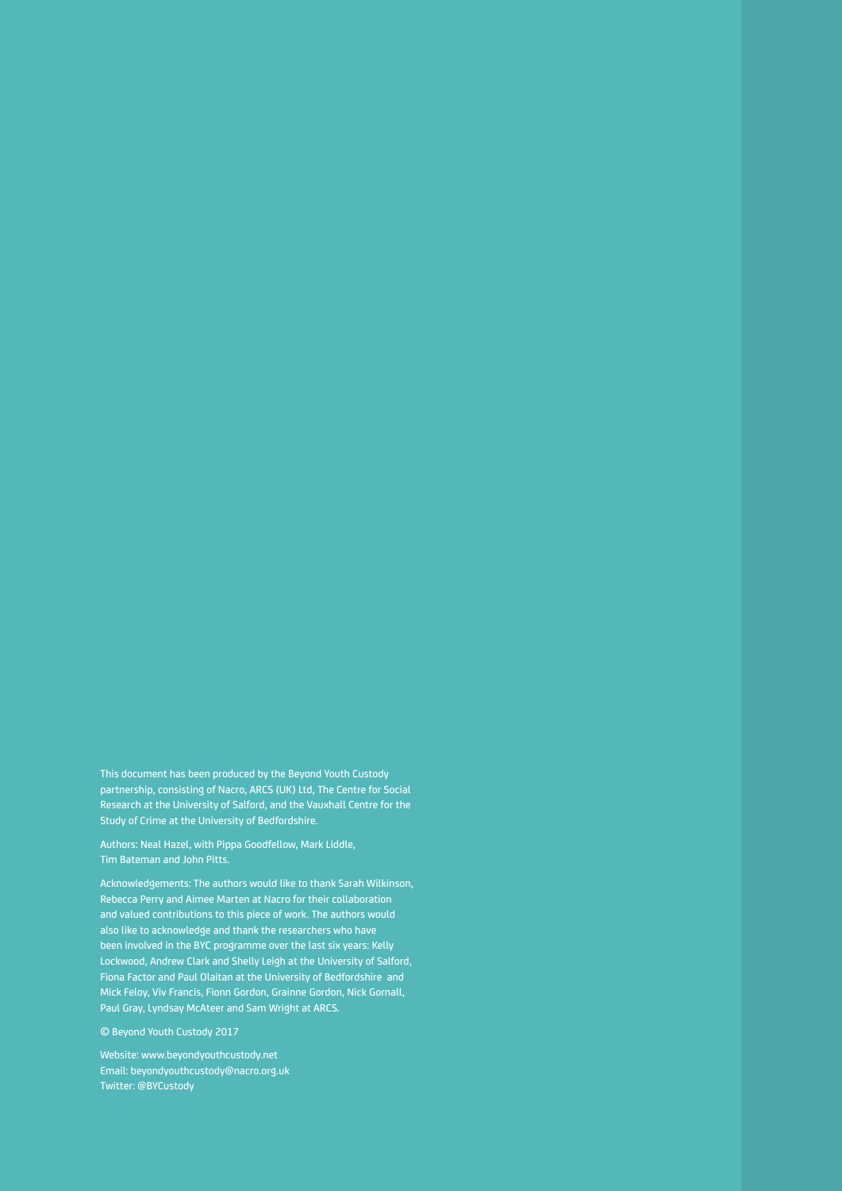This document has been produced by the Beyond Youth Custody partnership, consisting of Nacro, ARCS (UK) Ltd, The Centre for Social Research at the University of Salford, and the Vauxhall Centre for the Study of Crime at the University of Bedfordshire.

Authors: Neal Hazel, with Pippa Goodfellow, Mark Liddle, Tim Bateman and John Pitts.

Acknowledgements: The authors would like to thank Sarah Wilkinson, Rebecca Perry and Aimee Marten at Nacro for their collaboration and valued contributions to this piece of work. The authors would also like to acknowledge and thank the researchers who have been involved in the BYC programme over the last six years: Kelly Lockwood, Andrew Clark and Shelly Leigh at the University of Salford, Fiona Factor and Paul Olaitan at the University of Bedfordshire and Mick Feloy, Viv Francis, Fionn Gordon, Grainne Gordon, Nick Gornall, Paul Gray, Lyndsay McAteer and Sam Wright at ARCS.

© Beyond Youth Custody 2017

Website: www.beyondyouthcustody.net
Email: beyondyouthcustody@nacro.org.uk
Twitter: @BYCustody